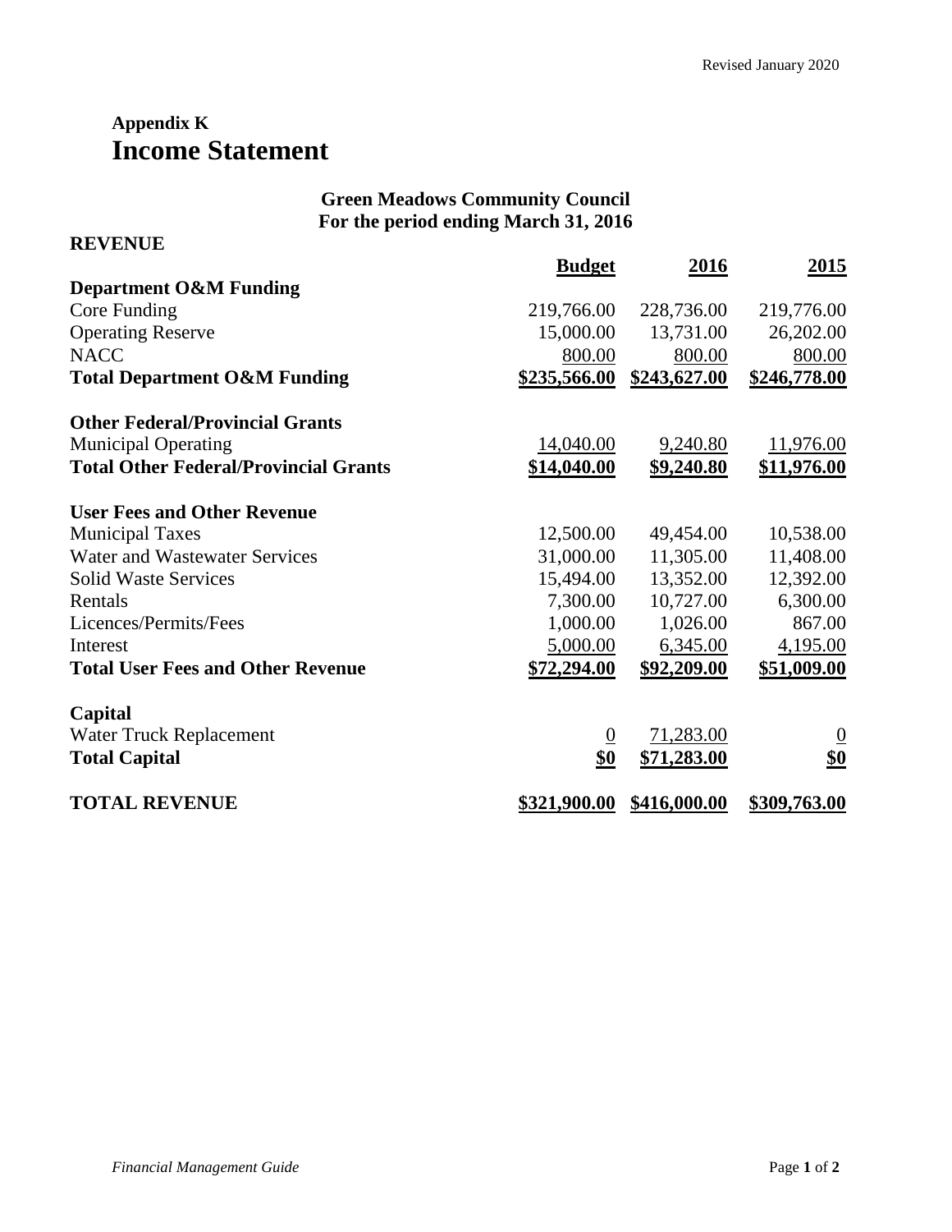Revised January 2020

## Appendix K
# Income Statement

**Green Meadows Community Council**
**For the period ending March 31, 2016**

**REVENUE**

| | **Budget** | **2016** | **2015** |
|---|---|---|---|
| **Department O&M Funding** | | | |
| Core Funding | 219,766.00 | 228,736.00 | 219,776.00 |
| Operating Reserve | 15,000.00 | 13,731.00 | 26,202.00 |
| NACC | 800.00 | 800.00 | 800.00 |
| **Total Department O&M Funding** | **$235,566.00** | **$243,627.00** | **$246,778.00** |
| | | | |
| **Other Federal/Provincial Grants** | | | |
| Municipal Operating | 14,040.00 | 9,240.80 | 11,976.00 |
| **Total Other Federal/Provincial Grants** | **$14,040.00** | **$9,240.80** | **$11,976.00** |
| | | | |
| **User Fees and Other Revenue** | | | |
| Municipal Taxes | 12,500.00 | 49,454.00 | 10,538.00 |
| Water and Wastewater Services | 31,000.00 | 11,305.00 | 11,408.00 |
| Solid Waste Services | 15,494.00 | 13,352.00 | 12,392.00 |
| Rentals | 7,300.00 | 10,727.00 | 6,300.00 |
| Licences/Permits/Fees | 1,000.00 | 1,026.00 | 867.00 |
| Interest | 5,000.00 | 6,345.00 | 4,195.00 |
| **Total User Fees and Other Revenue** | **$72,294.00** | **$92,209.00** | **$51,009.00** |
| | | | |
| **Capital** | | | |
| Water Truck Replacement | 0 | 71,283.00 | 0 |
| **Total Capital** | **$0** | **$71,283.00** | **$0** |
| | | | |
| **TOTAL REVENUE** | **$321,900.00** | **$416,000.00** | **$309,763.00** |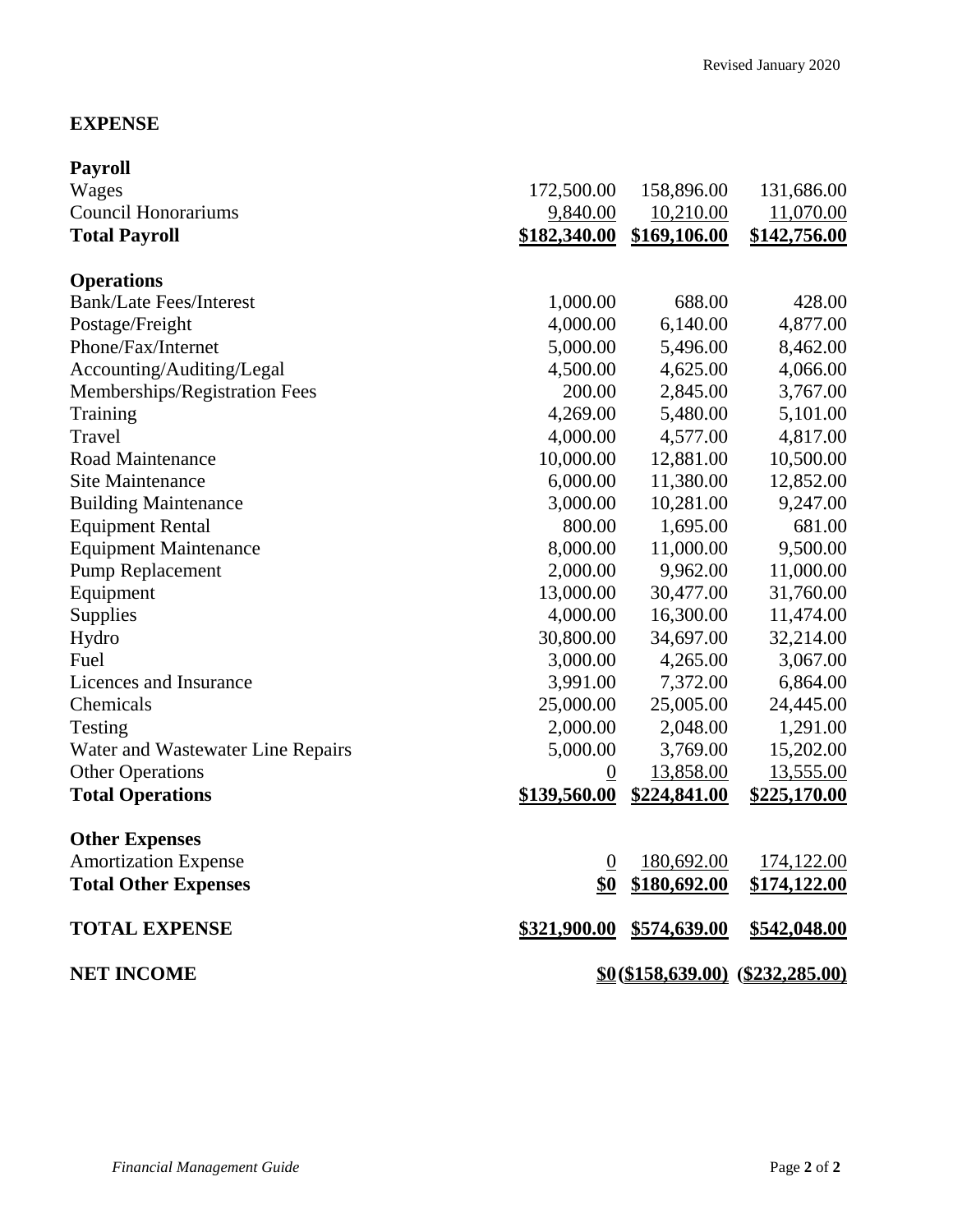## EXPENSE

| | | | |
|---|---|---|---|
| **Payroll** | | | |
| Wages | 172,500.00 | 158,896.00 | 131,686.00 |
| Council Honorariums | 9,840.00 | 10,210.00 | 11,070.00 |
| **Total Payroll** | **\$182,340.00** | **\$169,106.00** | **\$142,756.00** |
| **Operations** | | | |
| Bank/Late Fees/Interest | 1,000.00 | 688.00 | 428.00 |
| Postage/Freight | 4,000.00 | 6,140.00 | 4,877.00 |
| Phone/Fax/Internet | 5,000.00 | 5,496.00 | 8,462.00 |
| Accounting/Auditing/Legal | 4,500.00 | 4,625.00 | 4,066.00 |
| Memberships/Registration Fees | 200.00 | 2,845.00 | 3,767.00 |
| Training | 4,269.00 | 5,480.00 | 5,101.00 |
| Travel | 4,000.00 | 4,577.00 | 4,817.00 |
| Road Maintenance | 10,000.00 | 12,881.00 | 10,500.00 |
| Site Maintenance | 6,000.00 | 11,380.00 | 12,852.00 |
| Building Maintenance | 3,000.00 | 10,281.00 | 9,247.00 |
| Equipment Rental | 800.00 | 1,695.00 | 681.00 |
| Equipment Maintenance | 8,000.00 | 11,000.00 | 9,500.00 |
| Pump Replacement | 2,000.00 | 9,962.00 | 11,000.00 |
| Equipment | 13,000.00 | 30,477.00 | 31,760.00 |
| Supplies | 4,000.00 | 16,300.00 | 11,474.00 |
| Hydro | 30,800.00 | 34,697.00 | 32,214.00 |
| Fuel | 3,000.00 | 4,265.00 | 3,067.00 |
| Licences and Insurance | 3,991.00 | 7,372.00 | 6,864.00 |
| Chemicals | 25,000.00 | 25,005.00 | 24,445.00 |
| Testing | 2,000.00 | 2,048.00 | 1,291.00 |
| Water and Wastewater Line Repairs | 5,000.00 | 3,769.00 | 15,202.00 |
| Other Operations | 0 | 13,858.00 | 13,555.00 |
| **Total Operations** | **\$139,560.00** | **\$224,841.00** | **\$225,170.00** |
| **Other Expenses** | | | |
| Amortization Expense | 0 | 180,692.00 | 174,122.00 |
| **Total Other Expenses** | **\$0** | **\$180,692.00** | **\$174,122.00** |
| **TOTAL EXPENSE** | **\$321,900.00** | **\$574,639.00** | **\$542,048.00** |
| **NET INCOME** | **\$0** | **(\$158,639.00)** | **(\$232,285.00)** |